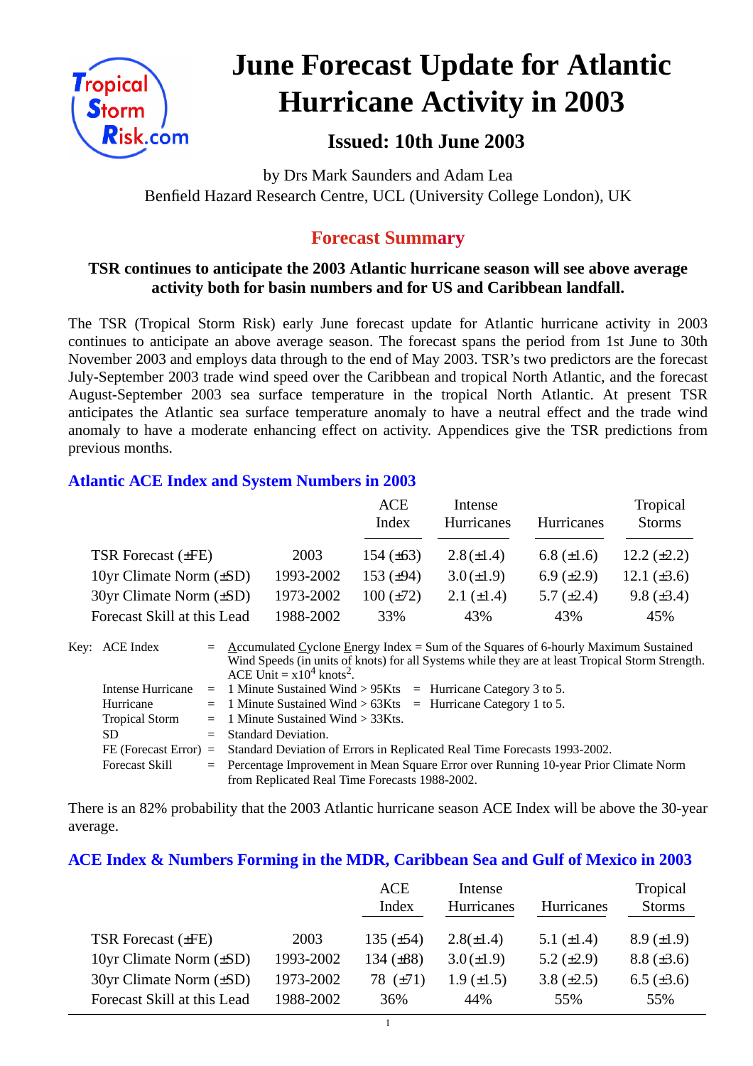# June Forecast Update for Atlantic Hurricane Activity in 2003

## Issued: 10th June 2003

by Drs Mark Saunders and Adam Lea
Benfield Hazard Research Centre, UCL (University College London), UK

## Forecast Summary

**TSR continues to anticipate the 2003 Atlantic hurricane season will see above average activity both for basin numbers and for US and Caribbean landfall.**

The TSR (Tropical Storm Risk) early June forecast update for Atlantic hurricane activity in 2003 continues to anticipate an above average season. The forecast spans the period from 1st June to 30th November 2003 and employs data through to the end of May 2003. TSR's two predictors are the forecast July-September 2003 trade wind speed over the Caribbean and tropical North Atlantic, and the forecast August-September 2003 sea surface temperature in the tropical North Atlantic. At present TSR anticipates the Atlantic sea surface temperature anomaly to have a neutral effect and the trade wind anomaly to have a moderate enhancing effect on activity. Appendices give the TSR predictions from previous months.

### Atlantic ACE Index and System Numbers in 2003

| | | ACE Index | Intense Hurricanes | Hurricanes | Tropical Storms |
|---|---|---|---|---|---|
| TSR Forecast (±FE) | 2003 | 154 (±63) | 2.8 (±1.4) | 6.8 (±1.6) | 12.2 (±2.2) |
| 10yr Climate Norm (±SD) | 1993-2002 | 153 (±94) | 3.0 (±1.9) | 6.9 (±2.9) | 12.1 (±3.6) |
| 30yr Climate Norm (±SD) | 1973-2002 | 100 (±72) | 2.1 (±1.4) | 5.7 (±2.4) | 9.8 (±3.4) |
| Forecast Skill at this Lead | 1988-2002 | 33% | 43% | 43% | 45% |

Key:
- ACE Index = Accumulated Cyclone Energy Index = Sum of the Squares of 6-hourly Maximum Sustained Wind Speeds (in units of knots) for all Systems while they are at least Tropical Storm Strength. ACE Unit = $x10^4$ knots$^2$.
- Intense Hurricane = 1 Minute Sustained Wind > 95Kts = Hurricane Category 3 to 5.
- Hurricane = 1 Minute Sustained Wind > 63Kts = Hurricane Category 1 to 5.
- Tropical Storm = 1 Minute Sustained Wind > 33Kts.
- SD = Standard Deviation.
- FE (Forecast Error) = Standard Deviation of Errors in Replicated Real Time Forecasts 1993-2002.
- Forecast Skill = Percentage Improvement in Mean Square Error over Running 10-year Prior Climate Norm from Replicated Real Time Forecasts 1988-2002.

There is an 82% probability that the 2003 Atlantic hurricane season ACE Index will be above the 30-year average.

### ACE Index & Numbers Forming in the MDR, Caribbean Sea and Gulf of Mexico in 2003

| | | ACE Index | Intense Hurricanes | Hurricanes | Tropical Storms |
|---|---|---|---|---|---|
| TSR Forecast (±FE) | 2003 | 135 (±54) | 2.8(±1.4) | 5.1 (±1.4) | 8.9 (±1.9) |
| 10yr Climate Norm (±SD) | 1993-2002 | 134 (±88) | 3.0 (±1.9) | 5.2 (±2.9) | 8.8 (±3.6) |
| 30yr Climate Norm (±SD) | 1973-2002 | 78 (±71) | 1.9 (±1.5) | 3.8 (±2.5) | 6.5 (±3.6) |
| Forecast Skill at this Lead | 1988-2002 | 36% | 44% | 55% | 55% |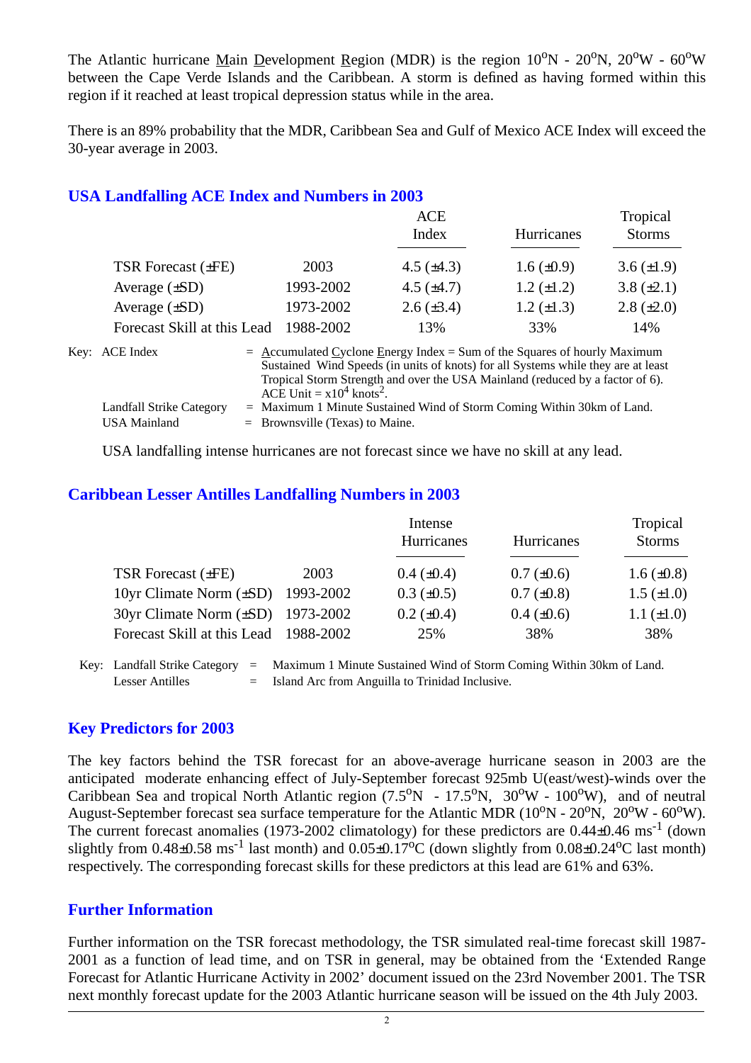The Atlantic hurricane Main Development Region (MDR) is the region $10^oN$ - $20^oN$, $20^oW$ - $60^oW$ between the Cape Verde Islands and the Caribbean. A storm is defined as having formed within this region if it reached at least tropical depression status while in the area.

There is an 89% probability that the MDR, Caribbean Sea and Gulf of Mexico ACE Index will exceed the 30-year average in 2003.

## USA Landfalling ACE Index and Numbers in 2003

| | | ACE Index | Hurricanes | Tropical Storms |
|---|---|---|---|---|
| TSR Forecast (±FE) | 2003 | 4.5 (±4.3) | 1.6 (±0.9) | 3.6 (±1.9) |
| Average (±SD) | 1993-2002 | 4.5 (±4.7) | 1.2 (±1.2) | 3.8 (±2.1) |
| Average (±SD) | 1973-2002 | 2.6 (±3.4) | 1.2 (±1.3) | 2.8 (±2.0) |
| Forecast Skill at this Lead | 1988-2002 | 13% | 33% | 14% |

Key: ACE Index = Accumulated Cyclone Energy Index = Sum of the Squares of hourly Maximum Sustained Wind Speeds (in units of knots) for all Systems while they are at least Tropical Storm Strength and over the USA Mainland (reduced by a factor of 6). ACE Unit = $x10^4$ $knots^2$.

Landfall Strike Category = Maximum 1 Minute Sustained Wind of Storm Coming Within 30km of Land.

USA Mainland = Brownsville (Texas) to Maine.

USA landfalling intense hurricanes are not forecast since we have no skill at any lead.

## Caribbean Lesser Antilles Landfalling Numbers in 2003

| | | Intense Hurricanes | Hurricanes | Tropical Storms |
|---|---|---|---|---|
| TSR Forecast (±FE) | 2003 | 0.4 (±0.4) | 0.7 (±0.6) | 1.6 (±0.8) |
| 10yr Climate Norm (±SD) | 1993-2002 | 0.3 (±0.5) | 0.7 (±0.8) | 1.5 (±1.0) |
| 30yr Climate Norm (±SD) | 1973-2002 | 0.2 (±0.4) | 0.4 (±0.6) | 1.1 (±1.0) |
| Forecast Skill at this Lead | 1988-2002 | 25% | 38% | 38% |

Key: Landfall Strike Category = Maximum 1 Minute Sustained Wind of Storm Coming Within 30km of Land.

Lesser Antilles = Island Arc from Anguilla to Trinidad Inclusive.

## Key Predictors for 2003

The key factors behind the TSR forecast for an above-average hurricane season in 2003 are the anticipated moderate enhancing effect of July-September forecast 925mb U(east/west)-winds over the Caribbean Sea and tropical North Atlantic region ($7.5^oN$ - $17.5^oN$, $30^oW$ - $100^oW$), and of neutral August-September forecast sea surface temperature for the Atlantic MDR ($10^oN$ - $20^oN$, $20^oW$ - $60^oW$). The current forecast anomalies (1973-2002 climatology) for these predictors are $0.44 \pm 0.46$ $ms^{-1}$ (down slightly from $0.48 \pm 0.58$ $ms^{-1}$ last month) and $0.05 \pm 0.17^oC$ (down slightly from $0.08 \pm 0.24^oC$ last month) respectively. The corresponding forecast skills for these predictors at this lead are 61% and 63%.

## Further Information

Further information on the TSR forecast methodology, the TSR simulated real-time forecast skill 1987-2001 as a function of lead time, and on TSR in general, may be obtained from the 'Extended Range Forecast for Atlantic Hurricane Activity in 2002' document issued on the 23rd November 2001. The TSR next monthly forecast update for the 2003 Atlantic hurricane season will be issued on the 4th July 2003.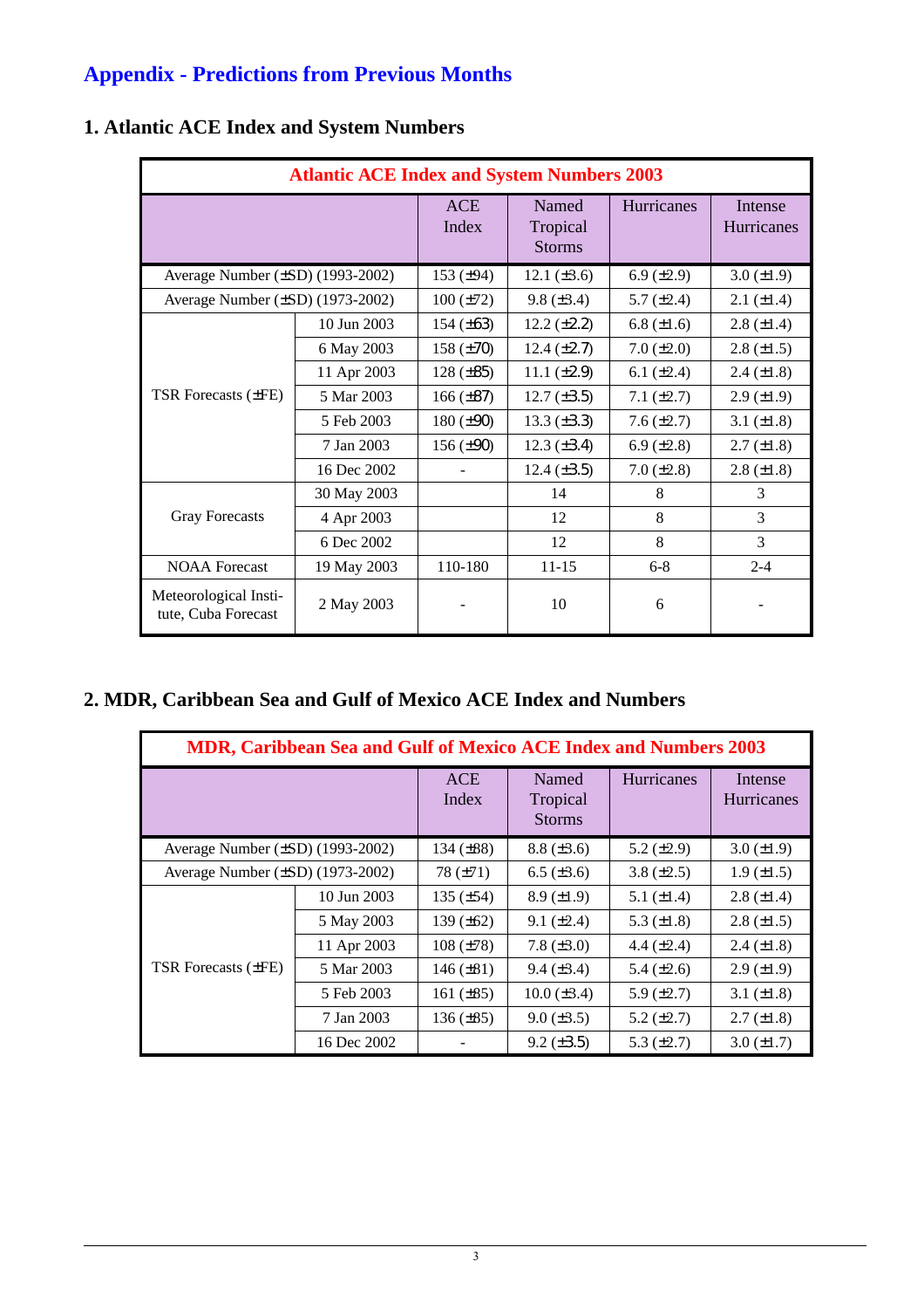# Appendix - Predictions from Previous Months

## 1. Atlantic ACE Index and System Numbers

| Atlantic ACE Index and System Numbers 2003 | | | | | |
|---|---|---|---|---|---|
| | | ACE Index | Named Tropical Storms | Hurricanes | Intense Hurricanes |
| Average Number (±SD) (1993-2002) | | 153 (±94) | 12.1 (±3.6) | 6.9 (±2.9) | 3.0 (±1.9) |
| Average Number (±SD) (1973-2002) | | 100 (±72) | 9.8 (±3.4) | 5.7 (±2.4) | 2.1 (±1.4) |
| TSR Forecasts (±FE) | 10 Jun 2003 | 154 (±63) | 12.2 (±2.2) | 6.8 (±1.6) | 2.8 (±1.4) |
| | 6 May 2003 | 158 (±70) | 12.4 (±2.7) | 7.0 (±2.0) | 2.8 (±1.5) |
| | 11 Apr 2003 | 128 (±85) | 11.1 (±2.9) | 6.1 (±2.4) | 2.4 (±1.8) |
| | 5 Mar 2003 | 166 (±87) | 12.7 (±3.5) | 7.1 (±2.7) | 2.9 (±1.9) |
| | 5 Feb 2003 | 180 (±90) | 13.3 (±3.3) | 7.6 (±2.7) | 3.1 (±1.8) |
| | 7 Jan 2003 | 156 (±90) | 12.3 (±3.4) | 6.9 (±2.8) | 2.7 (±1.8) |
| | 16 Dec 2002 | - | 12.4 (±3.5) | 7.0 (±2.8) | 2.8 (±1.8) |
| Gray Forecasts | 30 May 2003 | | 14 | 8 | 3 |
| | 4 Apr 2003 | | 12 | 8 | 3 |
| | 6 Dec 2002 | | 12 | 8 | 3 |
| NOAA Forecast | 19 May 2003 | 110-180 | 11-15 | 6-8 | 2-4 |
| Meteorological Institute, Cuba Forecast | 2 May 2003 | - | 10 | 6 | - |

## 2. MDR, Caribbean Sea and Gulf of Mexico ACE Index and Numbers

| MDR, Caribbean Sea and Gulf of Mexico ACE Index and Numbers 2003 | | | | | |
|---|---|---|---|---|---|
| | | ACE Index | Named Tropical Storms | Hurricanes | Intense Hurricanes |
| Average Number (±SD) (1993-2002) | | 134 (±88) | 8.8 (±3.6) | 5.2 (±2.9) | 3.0 (±1.9) |
| Average Number (±SD) (1973-2002) | | 78 (±71) | 6.5 (±3.6) | 3.8 (±2.5) | 1.9 (±1.5) |
| TSR Forecasts (±FE) | 10 Jun 2003 | 135 (±54) | 8.9 (±1.9) | 5.1 (±1.4) | 2.8 (±1.4) |
| | 5 May 2003 | 139 (±62) | 9.1 (±2.4) | 5.3 (±1.8) | 2.8 (±1.5) |
| | 11 Apr 2003 | 108 (±78) | 7.8 (±3.0) | 4.4 (±2.4) | 2.4 (±1.8) |
| | 5 Mar 2003 | 146 (±81) | 9.4 (±3.4) | 5.4 (±2.6) | 2.9 (±1.9) |
| | 5 Feb 2003 | 161 (±85) | 10.0 (±3.4) | 5.9 (±2.7) | 3.1 (±1.8) |
| | 7 Jan 2003 | 136 (±85) | 9.0 (±3.5) | 5.2 (±2.7) | 2.7 (±1.8) |
| | 16 Dec 2002 | - | 9.2 (±3.5) | 5.3 (±2.7) | 3.0 (±1.7) |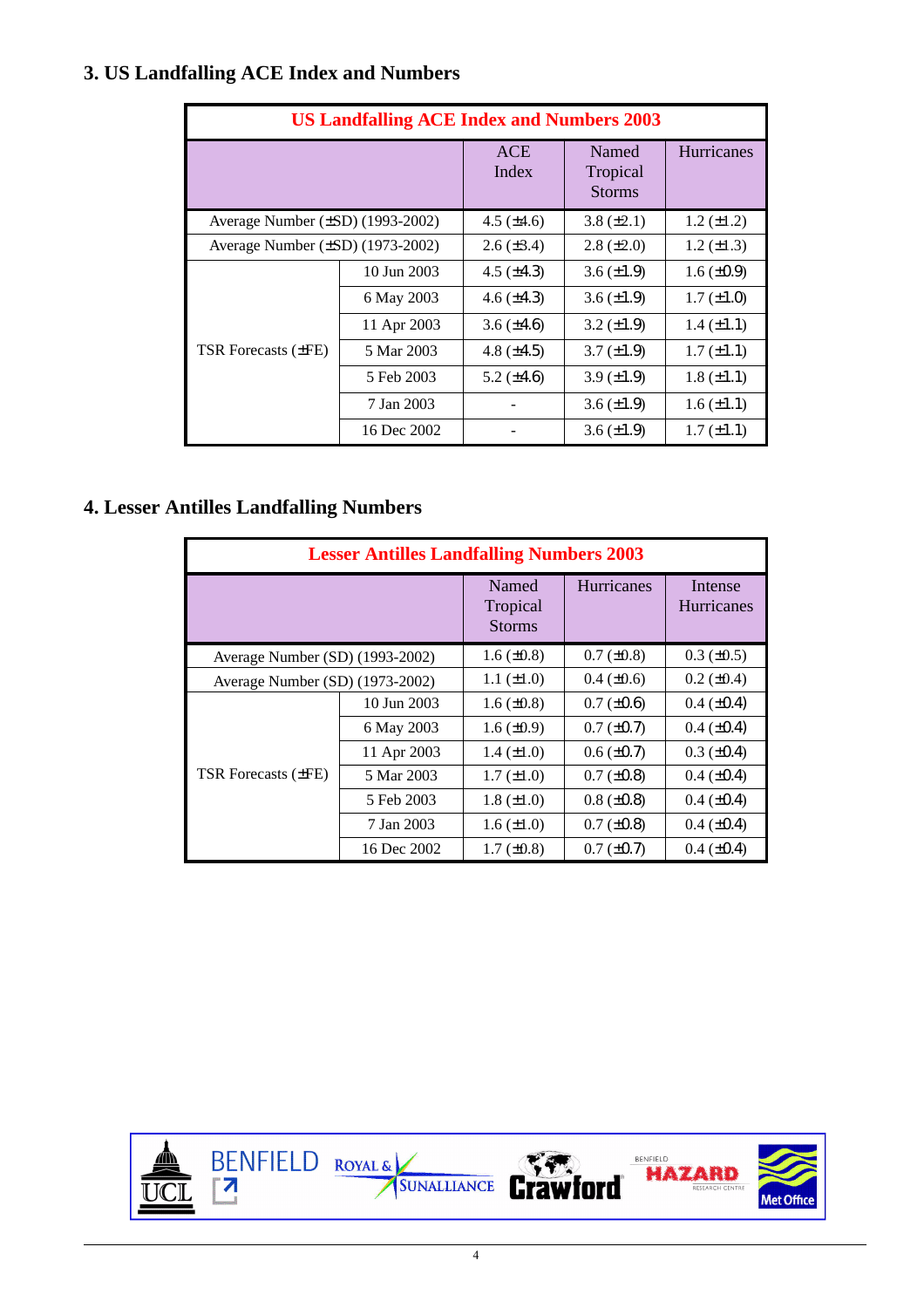## 3. US Landfalling ACE Index and Numbers

| US Landfalling ACE Index and Numbers 2003 | | | | |
|---|---|---|---|---|
| | | ACE Index | Named Tropical Storms | Hurricanes |
| Average Number (±SD) (1993-2002) | | 4.5 (±4.6) | 3.8 (±2.1) | 1.2 (±1.2) |
| Average Number (±SD) (1973-2002) | | 2.6 (±3.4) | 2.8 (±2.0) | 1.2 (±1.3) |
| TSR Forecasts (±FE) | 10 Jun 2003 | 4.5 (±4.3) | 3.6 (±1.9) | 1.6 (±0.9) |
| | 6 May 2003 | 4.6 (±4.3) | 3.6 (±1.9) | 1.7 (±1.0) |
| | 11 Apr 2003 | 3.6 (±4.6) | 3.2 (±1.9) | 1.4 (±1.1) |
| | 5 Mar 2003 | 4.8 (±4.5) | 3.7 (±1.9) | 1.7 (±1.1) |
| | 5 Feb 2003 | 5.2 (±4.6) | 3.9 (±1.9) | 1.8 (±1.1) |
| | 7 Jan 2003 | - | 3.6 (±1.9) | 1.6 (±1.1) |
| | 16 Dec 2002 | - | 3.6 (±1.9) | 1.7 (±1.1) |

## 4. Lesser Antilles Landfalling Numbers

| Lesser Antilles Landfalling Numbers 2003 | | | | |
|---|---|---|---|---|
| | | Named Tropical Storms | Hurricanes | Intense Hurricanes |
| Average Number (SD) (1993-2002) | | 1.6 (±0.8) | 0.7 (±0.8) | 0.3 (±0.5) |
| Average Number (SD) (1973-2002) | | 1.1 (±1.0) | 0.4 (±0.6) | 0.2 (±0.4) |
| TSR Forecasts (±FE) | 10 Jun 2003 | 1.6 (±0.8) | 0.7 (±0.6) | 0.4 (±0.4) |
| | 6 May 2003 | 1.6 (±0.9) | 0.7 (±0.7) | 0.4 (±0.4) |
| | 11 Apr 2003 | 1.4 (±1.0) | 0.6 (±0.7) | 0.3 (±0.4) |
| | 5 Mar 2003 | 1.7 (±1.0) | 0.7 (±0.8) | 0.4 (±0.4) |
| | 5 Feb 2003 | 1.8 (±1.0) | 0.8 (±0.8) | 0.4 (±0.4) |
| | 7 Jan 2003 | 1.6 (±1.0) | 0.7 (±0.8) | 0.4 (±0.4) |
| | 16 Dec 2002 | 1.7 (±0.8) | 0.7 (±0.7) | 0.4 (±0.4) |